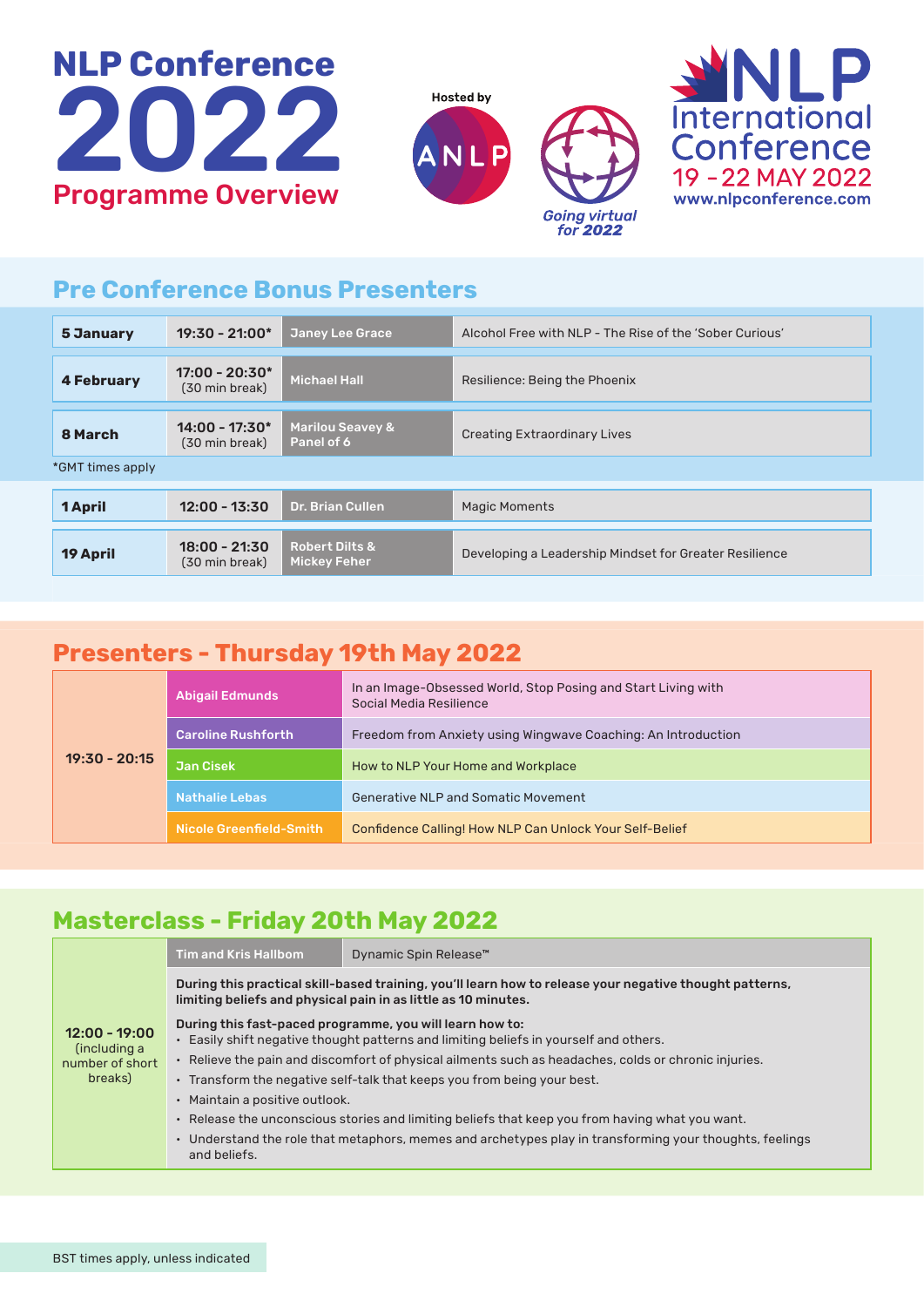# NLP Conference 2022

## Programme Overview

Hosted by ANLP

*Going virtual for 2022*

**NLP International Conference**
19 - 22 MAY 2022
www.nlpconference.com

## Pre Conference Bonus Presenters

| Date | Time | Presenter | Title |
|---|---|---|---|
| **5 January** | **19:30 - 21:00*** | Janey Lee Grace | Alcohol Free with NLP - The Rise of the 'Sober Curious' |
| **4 February** | **17:00 - 20:30*** (30 min break) | Michael Hall | Resilience: Being the Phoenix |
| **8 March** | **14:00 - 17:30*** (30 min break) | Marilou Seavey & Panel of 6 | Creating Extraordinary Lives |

*GMT times apply

| Date | Time | Presenter | Title |
|---|---|---|---|
| **1 April** | **12:00 - 13:30** | Dr. Brian Cullen | Magic Moments |
| **19 April** | **18:00 - 21:30** (30 min break) | Robert Dilts & Mickey Feher | Developing a Leadership Mindset for Greater Resilience |

## Presenters - Thursday 19th May 2022

| Time | Presenter | Title |
|---|---|---|
| **19:30 - 20:15** | Abigail Edmunds | In an Image-Obsessed World, Stop Posing and Start Living with Social Media Resilience |
| | Caroline Rushforth | Freedom from Anxiety using Wingwave Coaching: An Introduction |
| | Jan Cisek | How to NLP Your Home and Workplace |
| | Nathalie Lebas | Generative NLP and Somatic Movement |
| | Nicole Greenfield-Smith | Confidence Calling! How NLP Can Unlock Your Self-Belief |

## Masterclass - Friday 20th May 2022

**12:00 - 19:00** (including a number of short breaks)

**Tim and Kris Hallbom** — Dynamic Spin Release™

**During this practical skill-based training, you'll learn how to release your negative thought patterns, limiting beliefs and physical pain in as little as 10 minutes.**

**During this fast-paced programme, you will learn how to:**

- Easily shift negative thought patterns and limiting beliefs in yourself and others.
- Relieve the pain and discomfort of physical ailments such as headaches, colds or chronic injuries.
- Transform the negative self-talk that keeps you from being your best.
- Maintain a positive outlook.
- Release the unconscious stories and limiting beliefs that keep you from having what you want.
- Understand the role that metaphors, memes and archetypes play in transforming your thoughts, feelings and beliefs.

BST times apply, unless indicated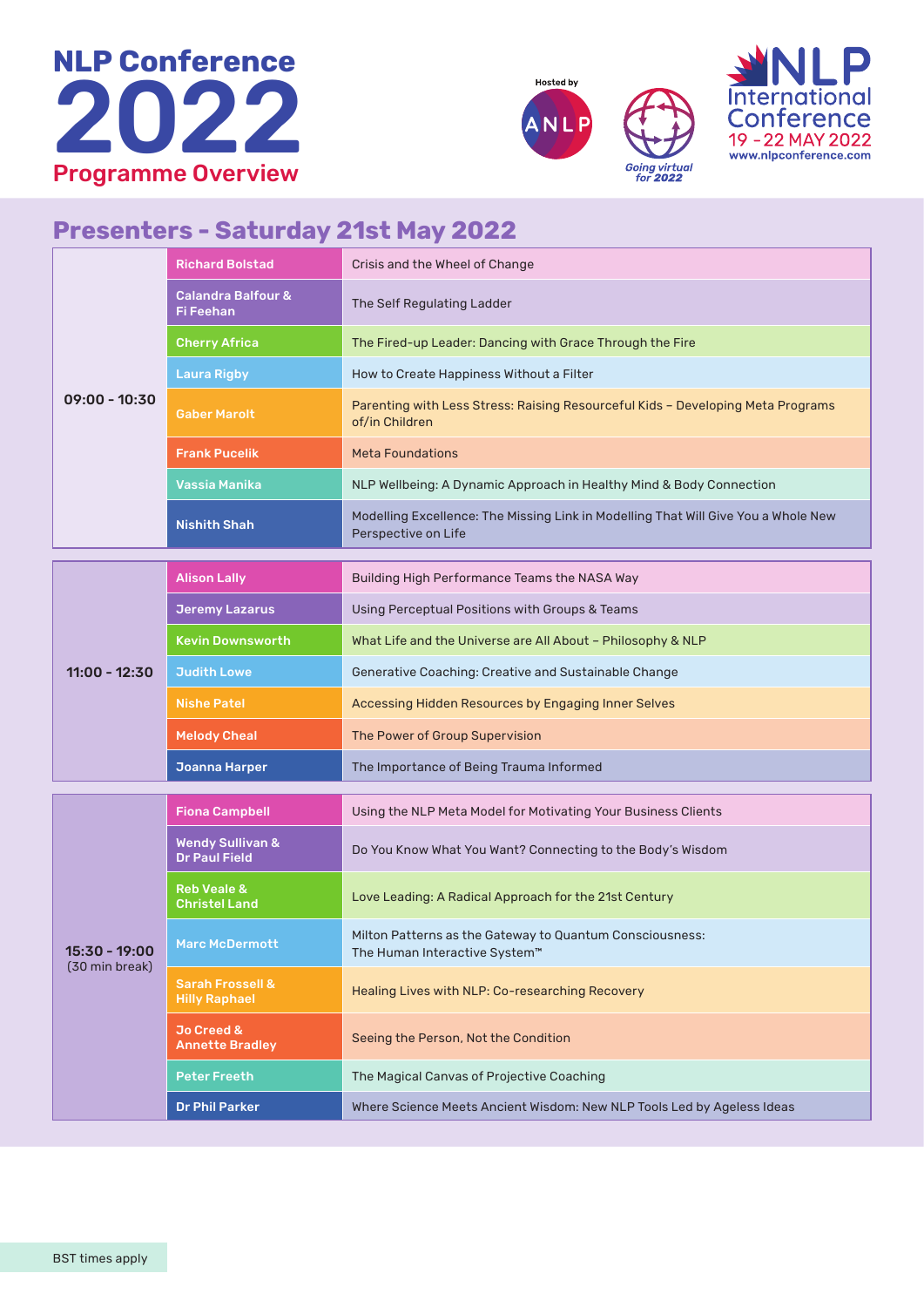# NLP Conference 2022

## Programme Overview

Hosted by ANLP

Going virtual for 2022

NLP International Conference
19 - 22 MAY 2022
www.nlpconference.com

## Presenters - Saturday 21st May 2022

| Time | Presenter | Session |
|---|---|---|
| 09:00 - 10:30 | Richard Bolstad | Crisis and the Wheel of Change |
| | Calandra Balfour & Fi Feehan | The Self Regulating Ladder |
| | Cherry Africa | The Fired-up Leader: Dancing with Grace Through the Fire |
| | Laura Rigby | How to Create Happiness Without a Filter |
| | Gaber Marolt | Parenting with Less Stress: Raising Resourceful Kids – Developing Meta Programs of/in Children |
| | Frank Pucelik | Meta Foundations |
| | Vassia Manika | NLP Wellbeing: A Dynamic Approach in Healthy Mind & Body Connection |
| | Nishith Shah | Modelling Excellence: The Missing Link in Modelling That Will Give You a Whole New Perspective on Life |
| 11:00 - 12:30 | Alison Lally | Building High Performance Teams the NASA Way |
| | Jeremy Lazarus | Using Perceptual Positions with Groups & Teams |
| | Kevin Downsworth | What Life and the Universe are All About – Philosophy & NLP |
| | Judith Lowe | Generative Coaching: Creative and Sustainable Change |
| | Nishe Patel | Accessing Hidden Resources by Engaging Inner Selves |
| | Melody Cheal | The Power of Group Supervision |
| | Joanna Harper | The Importance of Being Trauma Informed |
| 15:30 - 19:00 (30 min break) | Fiona Campbell | Using the NLP Meta Model for Motivating Your Business Clients |
| | Wendy Sullivan & Dr Paul Field | Do You Know What You Want? Connecting to the Body's Wisdom |
| | Reb Veale & Christel Land | Love Leading: A Radical Approach for the 21st Century |
| | Marc McDermott | Milton Patterns as the Gateway to Quantum Consciousness: The Human Interactive System™ |
| | Sarah Frossell & Hilly Raphael | Healing Lives with NLP: Co-researching Recovery |
| | Jo Creed & Annette Bradley | Seeing the Person, Not the Condition |
| | Peter Freeth | The Magical Canvas of Projective Coaching |
| | Dr Phil Parker | Where Science Meets Ancient Wisdom: New NLP Tools Led by Ageless Ideas |

BST times apply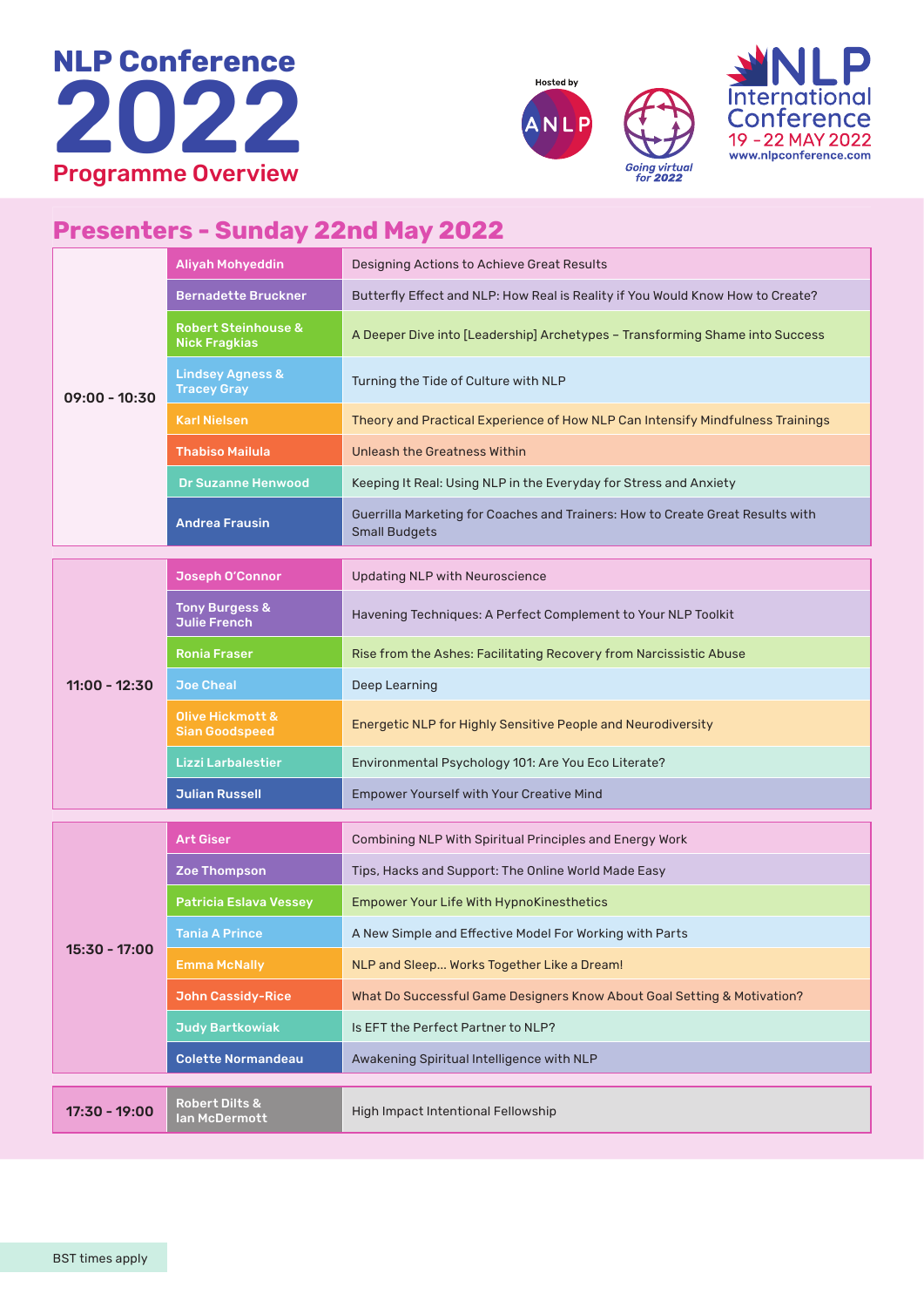# NLP Conference 2022

## Programme Overview

Hosted by ANLP

Going virtual for 2022

NLP International Conference
19 - 22 MAY 2022
www.nlpconference.com

## Presenters - Sunday 22nd May 2022

| | | |
|---|---|---|
| 09:00 - 10:30 | Aliyah Mohyeddin | Designing Actions to Achieve Great Results |
| | Bernadette Bruckner | Butterfly Effect and NLP: How Real is Reality if You Would Know How to Create? |
| | Robert Steinhouse & Nick Fragkias | A Deeper Dive into [Leadership] Archetypes – Transforming Shame into Success |
| | Lindsey Agness & Tracey Gray | Turning the Tide of Culture with NLP |
| | Karl Nielsen | Theory and Practical Experience of How NLP Can Intensify Mindfulness Trainings |
| | Thabiso Mailula | Unleash the Greatness Within |
| | Dr Suzanne Henwood | Keeping It Real: Using NLP in the Everyday for Stress and Anxiety |
| | Andrea Frausin | Guerrilla Marketing for Coaches and Trainers: How to Create Great Results with Small Budgets |
| 11:00 - 12:30 | Joseph O'Connor | Updating NLP with Neuroscience |
| | Tony Burgess & Julie French | Havening Techniques: A Perfect Complement to Your NLP Toolkit |
| | Ronia Fraser | Rise from the Ashes: Facilitating Recovery from Narcissistic Abuse |
| | Joe Cheal | Deep Learning |
| | Olive Hickmott & Sian Goodspeed | Energetic NLP for Highly Sensitive People and Neurodiversity |
| | Lizzi Larbalestier | Environmental Psychology 101: Are You Eco Literate? |
| | Julian Russell | Empower Yourself with Your Creative Mind |
| 15:30 - 17:00 | Art Giser | Combining NLP With Spiritual Principles and Energy Work |
| | Zoe Thompson | Tips, Hacks and Support: The Online World Made Easy |
| | Patricia Eslava Vessey | Empower Your Life With HypnoKinesthetics |
| | Tania A Prince | A New Simple and Effective Model For Working with Parts |
| | Emma McNally | NLP and Sleep... Works Together Like a Dream! |
| | John Cassidy-Rice | What Do Successful Game Designers Know About Goal Setting & Motivation? |
| | Judy Bartkowiak | Is EFT the Perfect Partner to NLP? |
| | Colette Normandeau | Awakening Spiritual Intelligence with NLP |
| 17:30 - 19:00 | Robert Dilts & Ian McDermott | High Impact Intentional Fellowship |

BST times apply